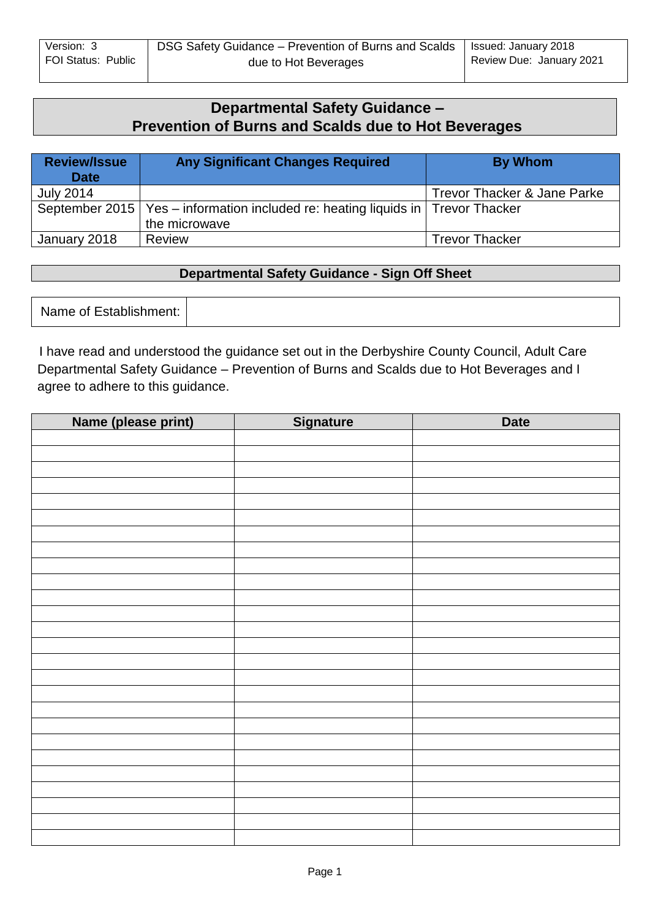| Version: 3<br>FOI Status: Public | DSG Safety Guidance – Prevention of Burns and Scalds due to Hot Beverages | Issued: January 2018<br>Review Due: January 2021 |
|---|---|---|

# Departmental Safety Guidance – Prevention of Burns and Scalds due to Hot Beverages

| Review/Issue Date | Any Significant Changes Required | By Whom |
|---|---|---|
| July 2014 | | Trevor Thacker & Jane Parke |
| September 2015 | Yes – information included re: heating liquids in the microwave | Trevor Thacker |
| January 2018 | Review | Trevor Thacker |

## Departmental Safety Guidance - Sign Off Sheet

| Name of Establishment: | |
|---|---|

I have read and understood the guidance set out in the Derbyshire County Council, Adult Care Departmental Safety Guidance – Prevention of Burns and Scalds due to Hot Beverages and I agree to adhere to this guidance.

| Name (please print) | Signature | Date |
|---|---|---|
| | | |
| | | |
| | | |
| | | |
| | | |
| | | |
| | | |
| | | |
| | | |
| | | |
| | | |
| | | |
| | | |
| | | |
| | | |
| | | |
| | | |
| | | |
| | | |
| | | |
| | | |
| | | |
| | | |
| | | |
| | | |
| | | |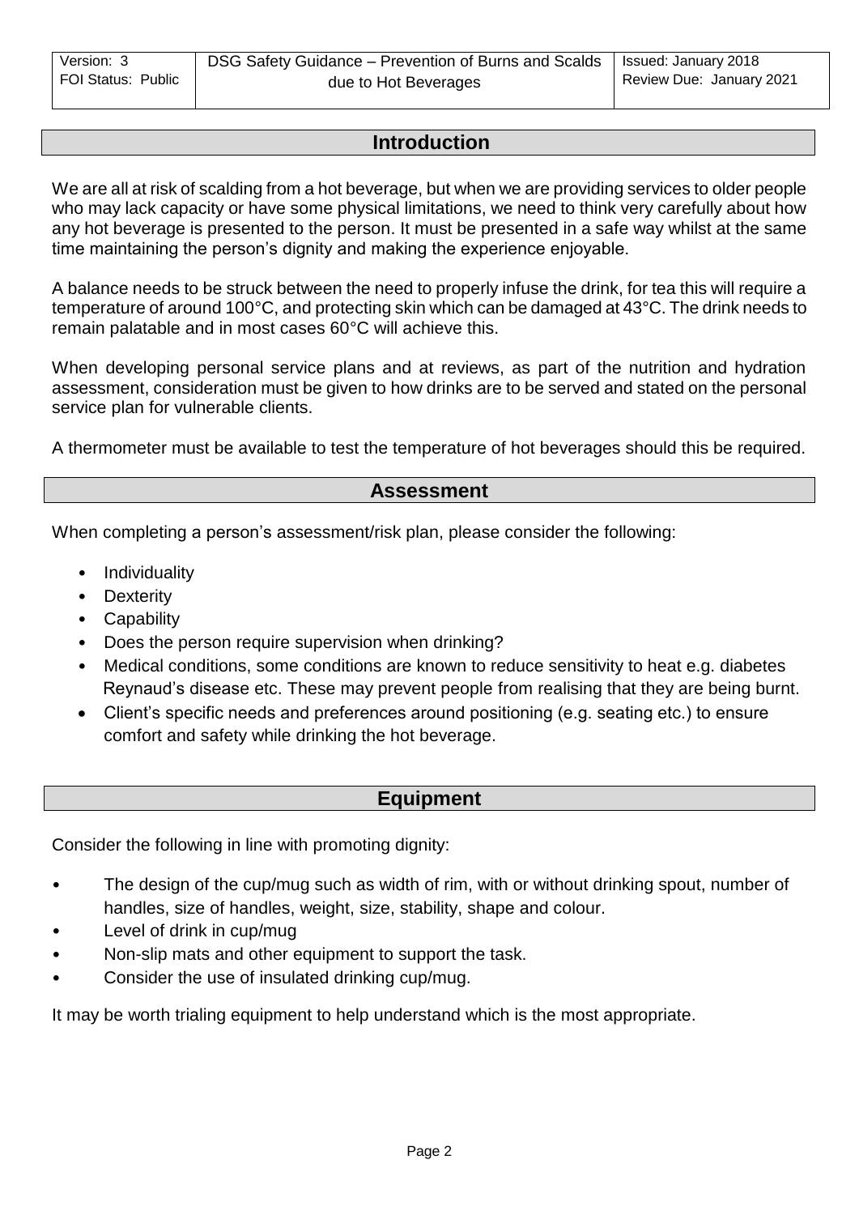## Introduction

We are all at risk of scalding from a hot beverage, but when we are providing services to older people who may lack capacity or have some physical limitations, we need to think very carefully about how any hot beverage is presented to the person. It must be presented in a safe way whilst at the same time maintaining the person's dignity and making the experience enjoyable.

A balance needs to be struck between the need to properly infuse the drink, for tea this will require a temperature of around 100°C, and protecting skin which can be damaged at 43°C. The drink needs to remain palatable and in most cases 60°C will achieve this.

When developing personal service plans and at reviews, as part of the nutrition and hydration assessment, consideration must be given to how drinks are to be served and stated on the personal service plan for vulnerable clients.

A thermometer must be available to test the temperature of hot beverages should this be required.

## Assessment

When completing a person's assessment/risk plan, please consider the following:

- Individuality
- Dexterity
- Capability
- Does the person require supervision when drinking?
- Medical conditions, some conditions are known to reduce sensitivity to heat e.g. diabetes Reynaud's disease etc. These may prevent people from realising that they are being burnt.
- Client's specific needs and preferences around positioning (e.g. seating etc.) to ensure comfort and safety while drinking the hot beverage.

## Equipment

Consider the following in line with promoting dignity:

- The design of the cup/mug such as width of rim, with or without drinking spout, number of handles, size of handles, weight, size, stability, shape and colour.
- Level of drink in cup/mug
- Non-slip mats and other equipment to support the task.
- Consider the use of insulated drinking cup/mug.

It may be worth trialing equipment to help understand which is the most appropriate.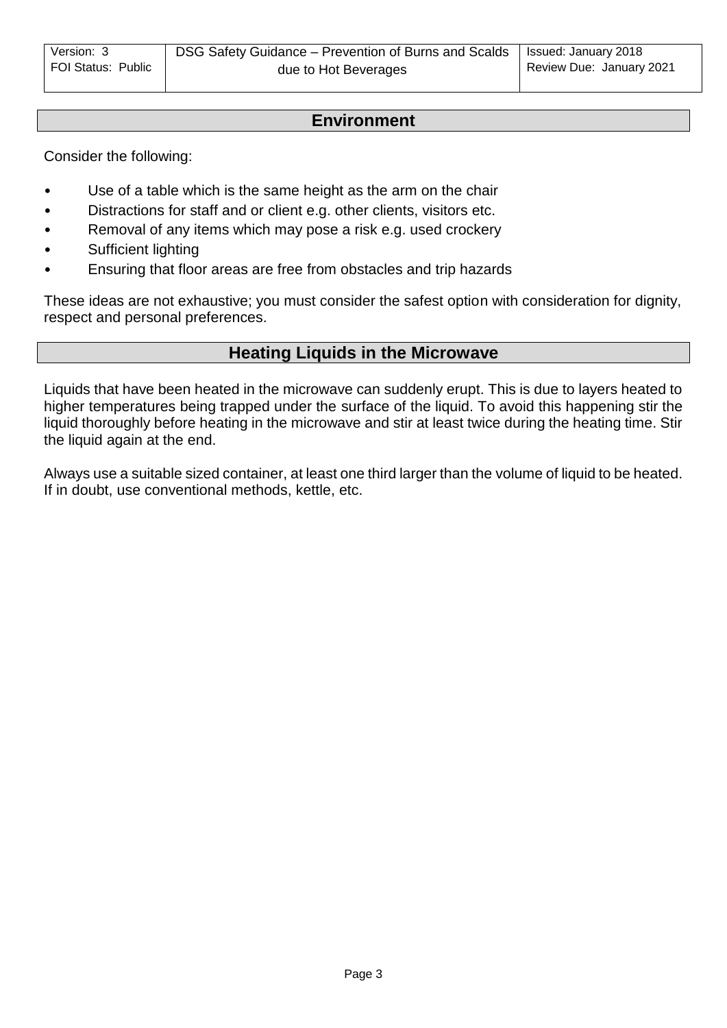## Environment

Consider the following:

- Use of a table which is the same height as the arm on the chair
- Distractions for staff and or client e.g. other clients, visitors etc.
- Removal of any items which may pose a risk e.g. used crockery
- Sufficient lighting
- Ensuring that floor areas are free from obstacles and trip hazards

These ideas are not exhaustive; you must consider the safest option with consideration for dignity, respect and personal preferences.

## Heating Liquids in the Microwave

Liquids that have been heated in the microwave can suddenly erupt. This is due to layers heated to higher temperatures being trapped under the surface of the liquid. To avoid this happening stir the liquid thoroughly before heating in the microwave and stir at least twice during the heating time. Stir the liquid again at the end.

Always use a suitable sized container, at least one third larger than the volume of liquid to be heated. If in doubt, use conventional methods, kettle, etc.